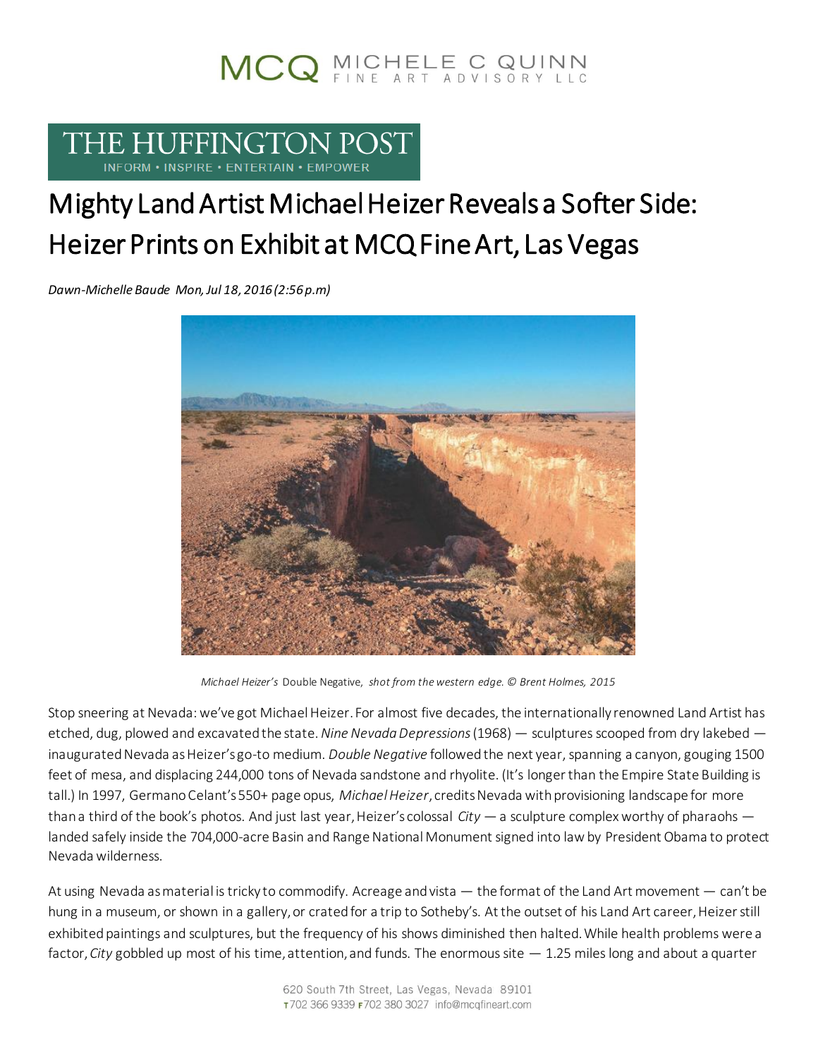# Mighty Land Artist Michael Heizer Reveals a Softer Side: Heizer Prints on Exhibit at MCQ Fine Art, Las Vegas

*Dawn-Michelle Baude Mon, Jul 18, 2016 (2:56 p.m)*

*Michael Heizer's* Double Negative, *shot from the western edge. © Brent Holmes, 2015*

Stop sneering at Nevada: we've got Michael Heizer. For almost five decades, the internationally renowned Land Artist has etched, dug, plowed and excavated the state. *Nine Nevada Depressions* (1968) — sculptures scooped from dry lakebed — inaugurated Nevada as Heizer's go-to medium. *Double Negative* followed the next year, spanning a canyon, gouging 1500 feet of mesa, and displacing 244,000 tons of Nevada sandstone and rhyolite. (It's longer than the Empire State Building is tall.) In 1997, Germano Celant's 550+ page opus, *Michael Heizer*, credits Nevada with provisioning landscape for more than a third of the book's photos. And just last year, Heizer's colossal *City* — a sculpture complex worthy of pharaohs — landed safely inside the 704,000-acre Basin and Range National Monument signed into law by President Obama to protect Nevada wilderness.

At using Nevada as material is tricky to commodify. Acreage and vista — the format of the Land Art movement — can't be hung in a museum, or shown in a gallery, or crated for a trip to Sotheby's. At the outset of his Land Art career, Heizer still exhibited paintings and sculptures, but the frequency of his shows diminished then halted. While health problems were a factor, *City* gobbled up most of his time, attention, and funds. The enormous site — 1.25 miles long and about a quarter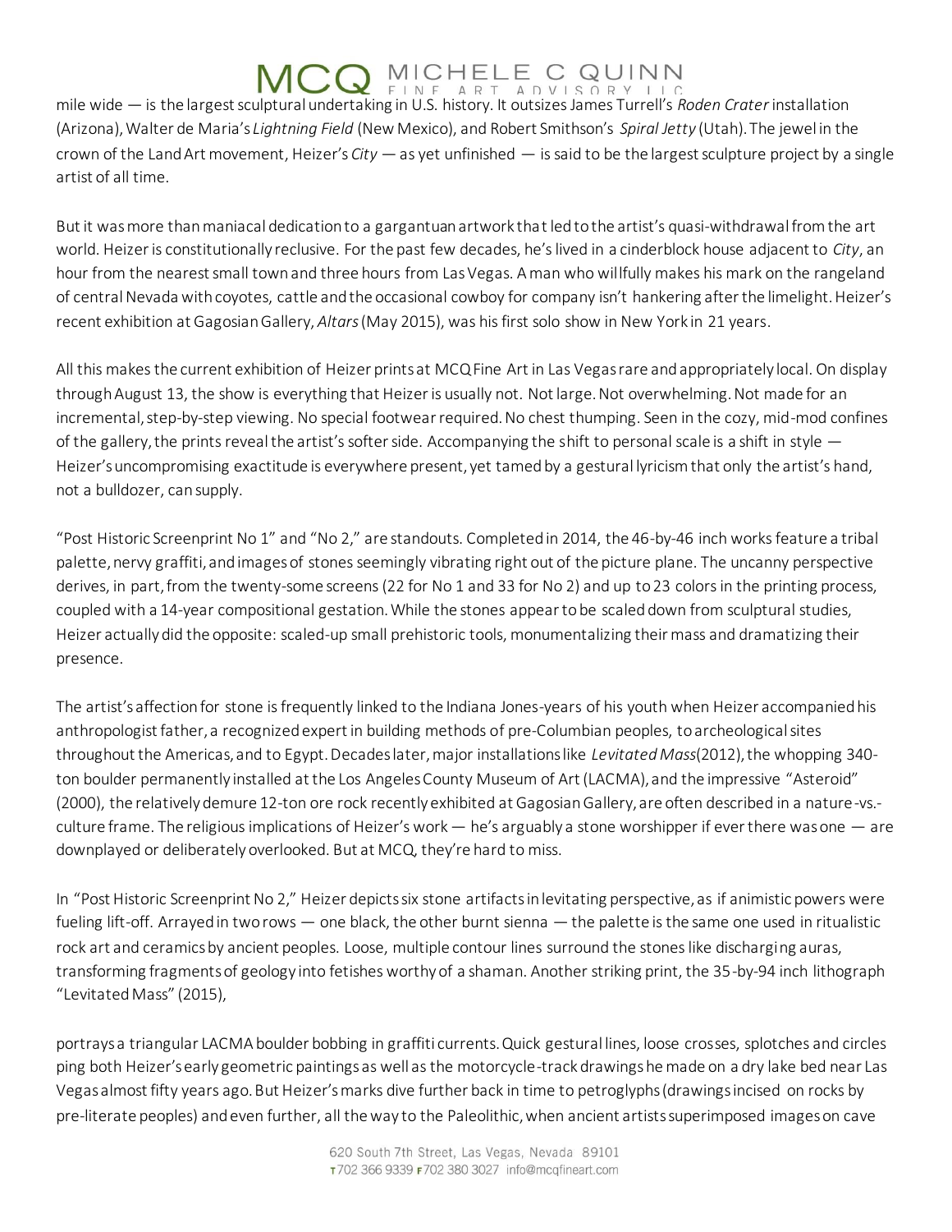mile wide — is the largest sculptural undertaking in U.S. history. It outsizes James Turrell's *Roden Crater* installation (Arizona), Walter de Maria's *Lightning Field* (New Mexico), and Robert Smithson's *Spiral Jetty* (Utah). The jewel in the crown of the Land Art movement, Heizer's *City* — as yet unfinished — is said to be the largest sculpture project by a single artist of all time.

But it was more than maniacal dedication to a gargantuan artwork that led to the artist's quasi-withdrawal from the art world. Heizer is constitutionally reclusive. For the past few decades, he's lived in a cinderblock house adjacent to *City*, an hour from the nearest small town and three hours from Las Vegas. A man who willfully makes his mark on the rangeland of central Nevada with coyotes, cattle and the occasional cowboy for company isn't hankering after the limelight. Heizer's recent exhibition at Gagosian Gallery, *Altars* (May 2015), was his first solo show in New York in 21 years.

All this makes the current exhibition of Heizer prints at MCQ Fine Art in Las Vegas rare and appropriately local. On display through August 13, the show is everything that Heizer is usually not. Not large. Not overwhelming. Not made for an incremental, step-by-step viewing. No special footwear required. No chest thumping. Seen in the cozy, mid-mod confines of the gallery, the prints reveal the artist's softer side. Accompanying the shift to personal scale is a shift in style — Heizer's uncompromising exactitude is everywhere present, yet tamed by a gestural lyricism that only the artist's hand, not a bulldozer, can supply.

"Post Historic Screenprint No 1" and "No 2," are standouts. Completed in 2014, the 46-by-46 inch works feature a tribal palette, nervy graffiti, and images of stones seemingly vibrating right out of the picture plane. The uncanny perspective derives, in part, from the twenty-some screens (22 for No 1 and 33 for No 2) and up to 23 colors in the printing process, coupled with a 14-year compositional gestation. While the stones appear to be scaled down from sculptural studies, Heizer actually did the opposite: scaled-up small prehistoric tools, monumentalizing their mass and dramatizing their presence.

The artist's affection for stone is frequently linked to the Indiana Jones-years of his youth when Heizer accompanied his anthropologist father, a recognized expert in building methods of pre-Columbian peoples, to archeological sites throughout the Americas, and to Egypt. Decades later, major installations like *Levitated Mass* (2012), the whopping 340-ton boulder permanently installed at the Los Angeles County Museum of Art (LACMA), and the impressive "Asteroid" (2000), the relatively demure 12-ton ore rock recently exhibited at Gagosian Gallery, are often described in a nature-vs.-culture frame. The religious implications of Heizer's work — he's arguably a stone worshipper if ever there was one — are downplayed or deliberately overlooked. But at MCQ, they're hard to miss.

In "Post Historic Screenprint No 2," Heizer depicts six stone artifacts in levitating perspective, as if animistic powers were fueling lift-off. Arrayed in two rows — one black, the other burnt sienna — the palette is the same one used in ritualistic rock art and ceramics by ancient peoples. Loose, multiple contour lines surround the stones like discharging auras, transforming fragments of geology into fetishes worthy of a shaman. Another striking print, the 35-by-94 inch lithograph "Levitated Mass" (2015),

portrays a triangular LACMA boulder bobbing in graffiti currents. Quick gestural lines, loose crosses, splotches and circles ping both Heizer's early geometric paintings as well as the motorcycle-track drawings he made on a dry lake bed near Las Vegas almost fifty years ago. But Heizer's marks dive further back in time to petroglyphs (drawings incised on rocks by pre-literate peoples) and even further, all the way to the Paleolithic, when ancient artists superimposed images on cave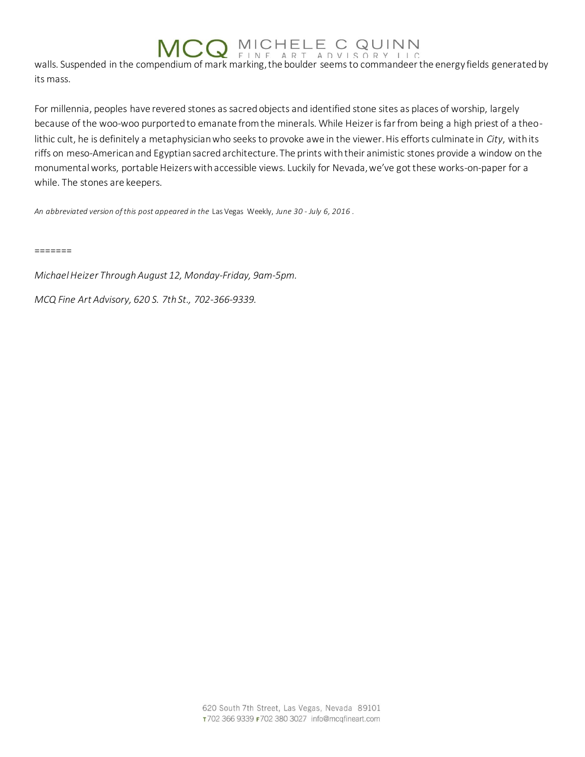walls. Suspended in the compendium of mark marking, the boulder seems to commandeer the energy fields generated by its mass.

For millennia, peoples have revered stones as sacred objects and identified stone sites as places of worship, largely because of the woo-woo purported to emanate from the minerals. While Heizer is far from being a high priest of a theo-lithic cult, he is definitely a metaphysician who seeks to provoke awe in the viewer. His efforts culminate in *City*, with its riffs on meso-American and Egyptian sacred architecture. The prints with their animistic stones provide a window on the monumental works, portable Heizers with accessible views. Luckily for Nevada, we've got these works-on-paper for a while. The stones are keepers.

*An abbreviated version of this post appeared in the* Las Vegas Weekly, *June 30 - July 6, 2016*.

=======

*Michael Heizer Through August 12, Monday-Friday, 9am-5pm.*

*MCQ Fine Art Advisory, 620 S. 7th St., 702-366-9339.*